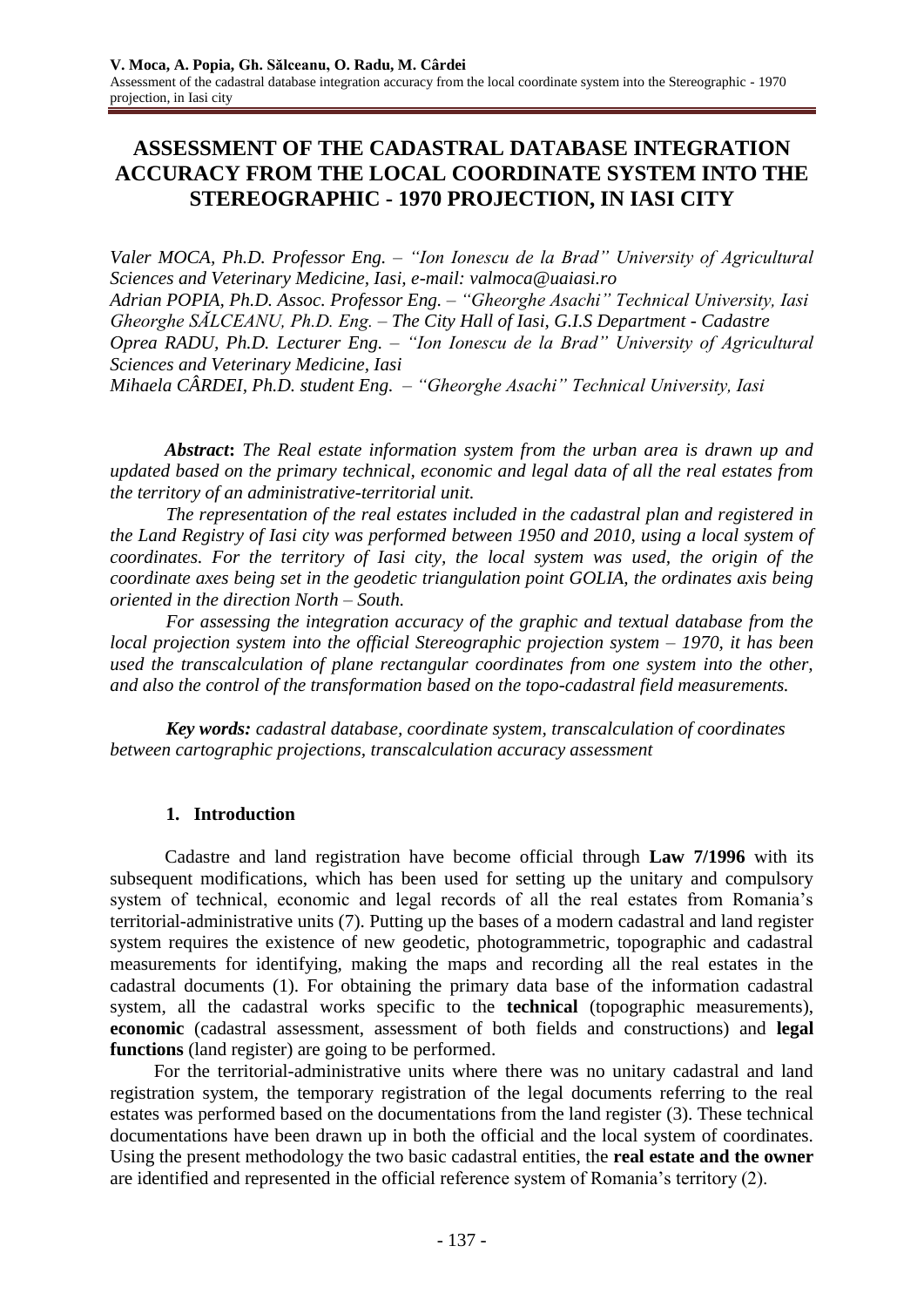# ASSESSMENT OF THE CADASTRAL DATABASE INTEGRATION ACCURACY FROM THE LOCAL COORDINATE SYSTEM INTO THE STEREOGRAPHIC - 1970 PROJECTION, IN IASI CITY

*Valer MOCA, Ph.D. Professor Eng. – "Ion Ionescu de la Brad" University of Agricultural Sciences and Veterinary Medicine, Iasi, e-mail: valmoca@uaiasi.ro*
*Adrian POPIA, Ph.D. Assoc. Professor Eng. – "Gheorghe Asachi" Technical University, Iasi*
*Gheorghe SĂLCEANU, Ph.D. Eng. – The City Hall of Iasi, G.I.S Department - Cadastre*
*Oprea RADU, Ph.D. Lecturer Eng. – "Ion Ionescu de la Brad" University of Agricultural Sciences and Veterinary Medicine, Iasi*
*Mihaela CÂRDEI, Ph.D. student Eng. – "Gheorghe Asachi" Technical University, Iasi*

***Abstract*:** *The Real estate information system from the urban area is drawn up and updated based on the primary technical, economic and legal data of all the real estates from the territory of an administrative-territorial unit.*

*The representation of the real estates included in the cadastral plan and registered in the Land Registry of Iasi city was performed between 1950 and 2010, using a local system of coordinates. For the territory of Iasi city, the local system was used, the origin of the coordinate axes being set in the geodetic triangulation point GOLIA, the ordinates axis being oriented in the direction North – South.*

*For assessing the integration accuracy of the graphic and textual database from the local projection system into the official Stereographic projection system – 1970, it has been used the transcalculation of plane rectangular coordinates from one system into the other, and also the control of the transformation based on the topo-cadastral field measurements.*

***Key words:*** *cadastral database, coordinate system, transcalculation of coordinates between cartographic projections, transcalculation accuracy assessment*

## 1. Introduction

Cadastre and land registration have become official through **Law 7/1996** with its subsequent modifications, which has been used for setting up the unitary and compulsory system of technical, economic and legal records of all the real estates from Romania's territorial-administrative units (7). Putting up the bases of a modern cadastral and land register system requires the existence of new geodetic, photogrammetric, topographic and cadastral measurements for identifying, making the maps and recording all the real estates in the cadastral documents (1). For obtaining the primary data base of the information cadastral system, all the cadastral works specific to the **technical** (topographic measurements), **economic** (cadastral assessment, assessment of both fields and constructions) and **legal functions** (land register) are going to be performed.

For the territorial-administrative units where there was no unitary cadastral and land registration system, the temporary registration of the legal documents referring to the real estates was performed based on the documentations from the land register (3). These technical documentations have been drawn up in both the official and the local system of coordinates. Using the present methodology the two basic cadastral entities, the **real estate and the owner** are identified and represented in the official reference system of Romania's territory (2).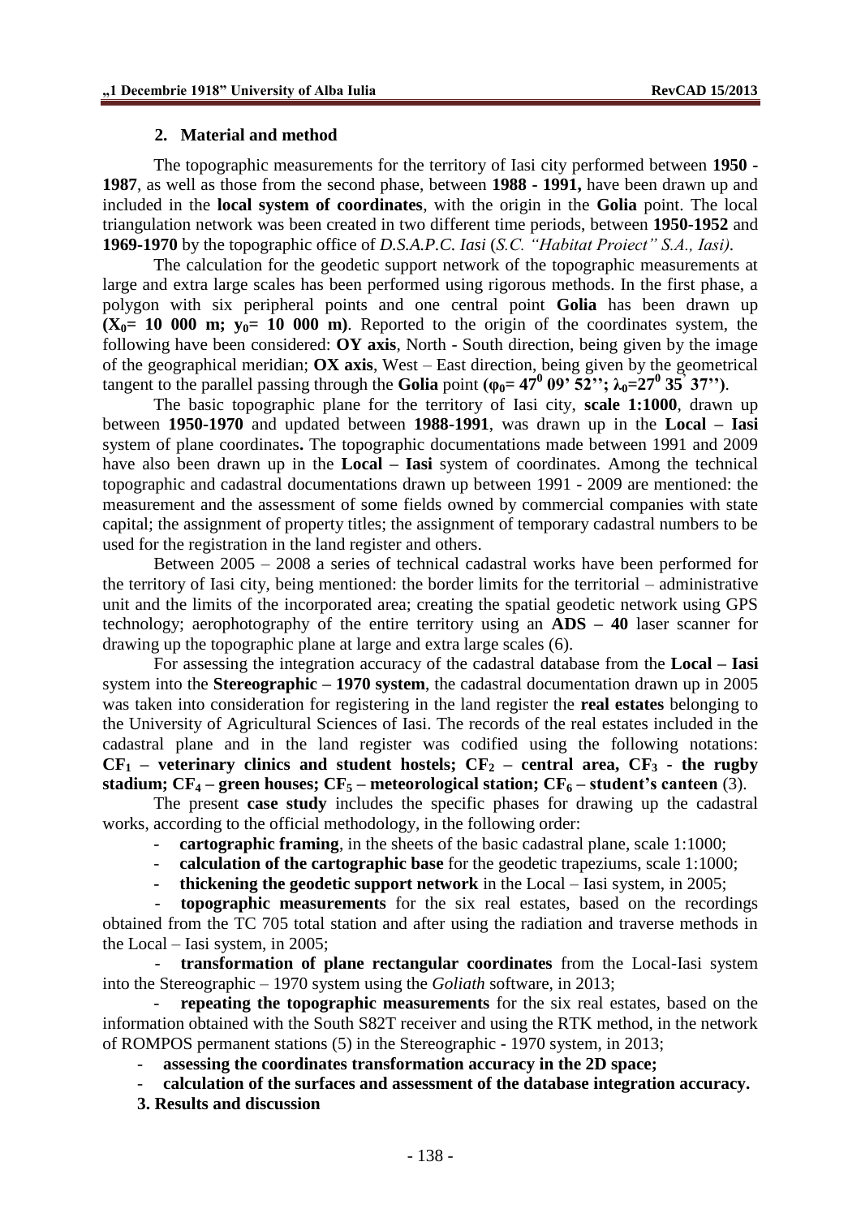## 2. Material and method

The topographic measurements for the territory of Iasi city performed between **1950 - 1987**, as well as those from the second phase, between **1988 - 1991,** have been drawn up and included in the **local system of coordinates**, with the origin in the **Golia** point. The local triangulation network was been created in two different time periods, between **1950-1952** and **1969-1970** by the topographic office of *D.S.A.P.C. Iasi* (*S.C. "Habitat Proiect" S.A., Iasi)*.

The calculation for the geodetic support network of the topographic measurements at large and extra large scales has been performed using rigorous methods. In the first phase, a polygon with six peripheral points and one central point **Golia** has been drawn up **($X_0$= 10 000 m; $y_0$= 10 000 m)**. Reported to the origin of the coordinates system, the following have been considered: **OY axis**, North - South direction, being given by the image of the geographical meridian; **OX axis**, West – East direction, being given by the geometrical tangent to the parallel passing through the **Golia** point **($\varphi_0$= $47^0$ 09' 52''; $\lambda_0$=$27^0$ 35' 37'')**.

The basic topographic plane for the territory of Iasi city, **scale 1:1000**, drawn up between **1950-1970** and updated between **1988-1991**, was drawn up in the **Local – Iasi** system of plane coordinates**.** The topographic documentations made between 1991 and 2009 have also been drawn up in the **Local – Iasi** system of coordinates. Among the technical topographic and cadastral documentations drawn up between 1991 - 2009 are mentioned: the measurement and the assessment of some fields owned by commercial companies with state capital; the assignment of property titles; the assignment of temporary cadastral numbers to be used for the registration in the land register and others.

Between 2005 – 2008 a series of technical cadastral works have been performed for the territory of Iasi city, being mentioned: the border limits for the territorial – administrative unit and the limits of the incorporated area; creating the spatial geodetic network using GPS technology; aerophotography of the entire territory using an **ADS – 40** laser scanner for drawing up the topographic plane at large and extra large scales (6).

For assessing the integration accuracy of the cadastral database from the **Local – Iasi** system into the **Stereographic – 1970 system**, the cadastral documentation drawn up in 2005 was taken into consideration for registering in the land register the **real estates** belonging to the University of Agricultural Sciences of Iasi. The records of the real estates included in the cadastral plane and in the land register was codified using the following notations: **$CF_1$ – veterinary clinics and student hostels; $CF_2$ – central area, $CF_3$ - the rugby stadium; $CF_4$ – green houses; $CF_5$ – meteorological station; $CF_6$ – student's canteen** (3).

The present **case study** includes the specific phases for drawing up the cadastral works, according to the official methodology, in the following order:

- **cartographic framing**, in the sheets of the basic cadastral plane, scale 1:1000;
- **calculation of the cartographic base** for the geodetic trapeziums, scale 1:1000;
- **thickening the geodetic support network** in the Local – Iasi system, in 2005;
- **topographic measurements** for the six real estates, based on the recordings obtained from the TC 705 total station and after using the radiation and traverse methods in the Local – Iasi system, in 2005;
- **transformation of plane rectangular coordinates** from the Local-Iasi system into the Stereographic – 1970 system using the *Goliath* software, in 2013;
- **repeating the topographic measurements** for the six real estates, based on the information obtained with the South S82T receiver and using the RTK method, in the network of ROMPOS permanent stations (5) in the Stereographic - 1970 system, in 2013;
- **assessing the coordinates transformation accuracy in the 2D space;**
- **calculation of the surfaces and assessment of the database integration accuracy.**

## 3. Results and discussion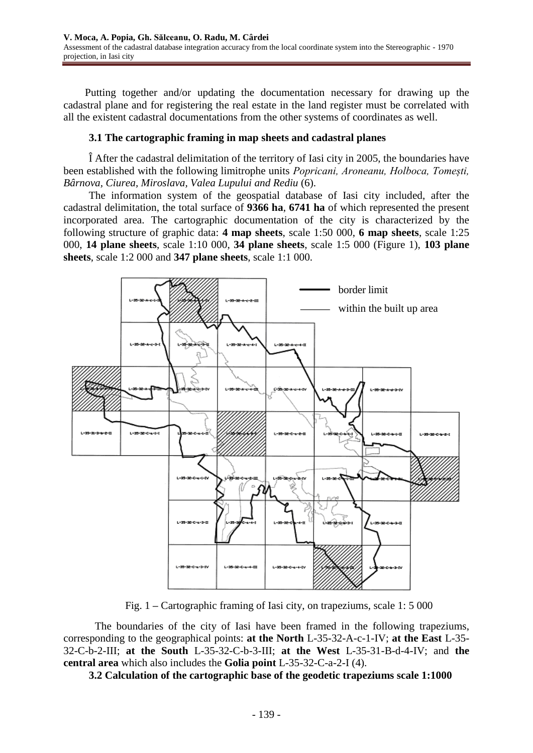Putting together and/or updating the documentation necessary for drawing up the cadastral plane and for registering the real estate in the land register must be correlated with all the existent cadastral documentations from the other systems of coordinates as well.

### 3.1 The cartographic framing in map sheets and cadastral planes

Î After the cadastral delimitation of the territory of Iasi city in 2005, the boundaries have been established with the following limitrophe units *Popricani, Aroneanu, Holboca, Tomești, Bârnova, Ciurea, Miroslava, Valea Lupului and Rediu* (6).

The information system of the geospatial database of Iasi city included, after the cadastral delimitation, the total surface of **9366 ha**, **6741 ha** of which represented the present incorporated area. The cartographic documentation of the city is characterized by the following structure of graphic data: **4 map sheets**, scale 1:50 000, **6 map sheets**, scale 1:25 000, **14 plane sheets**, scale 1:10 000, **34 plane sheets**, scale 1:5 000 (Figure 1), **103 plane sheets**, scale 1:2 000 and **347 plane sheets**, scale 1:1 000.

Fig. 1 – Cartographic framing of Iasi city, on trapeziums, scale 1: 5 000

The boundaries of the city of Iasi have been framed in the following trapeziums, corresponding to the geographical points: **at the North** L-35-32-A-c-1-IV; **at the East** L-35-32-C-b-2-III; **at the South** L-35-32-C-b-3-III; **at the West** L-35-31-B-d-4-IV; and **the central area** which also includes the **Golia point** L-35-32-C-a-2-I (4).

### 3.2 Calculation of the cartographic base of the geodetic trapeziums scale 1:1000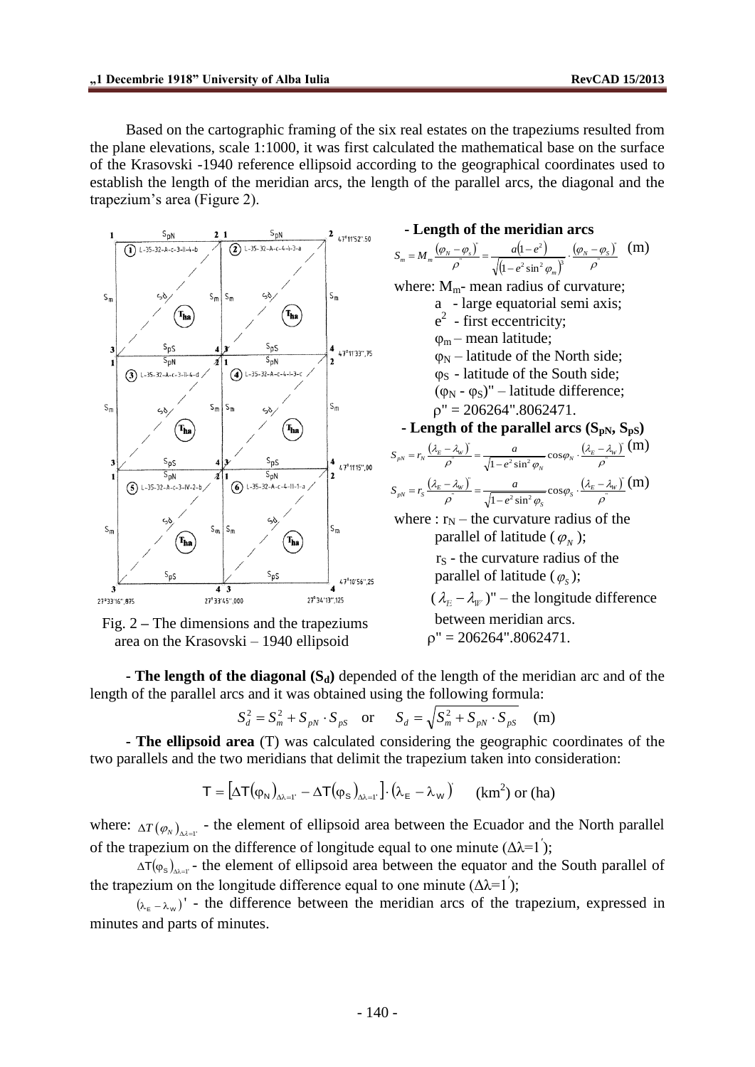Based on the cartographic framing of the six real estates on the trapeziums resulted from the plane elevations, scale 1:1000, it was first calculated the mathematical base on the surface of the Krasovski -1940 reference ellipsoid according to the geographical coordinates used to establish the length of the meridian arcs, the length of the parallel arcs, the diagonal and the trapezium's area (Figure 2).

Fig. 2 – The dimensions and the trapeziums area on the Krasovski – 1940 ellipsoid

**- Length of the meridian arcs**

$$S_m = M_m \frac{(\varphi_N - \varphi_s)''}{\rho''} = \frac{a(1-e^2)}{\sqrt{(1-e^2\sin^2\varphi_m)^3}} \cdot \frac{(\varphi_N - \varphi_S)''}{\rho''} \quad \text{(m)}$$

where: $M_m$- mean radius of curvature;
- a - large equatorial semi axis;
- $e^2$ - first eccentricity;
- $\varphi_m$ – mean latitude;
- $\varphi_N$ – latitude of the North side;
- $\varphi_S$ - latitude of the South side;
- $(\varphi_N - \varphi_S)''$ – latitude difference;
- $\rho''$ = 206264".8062471.

**- Length of the parallel arcs ($S_{pN}$, $S_{pS}$)**

$$S_{pN} = r_N \frac{(\lambda_E - \lambda_W)''}{\rho''} = \frac{a}{\sqrt{1-e^2\sin^2\varphi_N}}\cos\varphi_N \cdot \frac{(\lambda_E - \lambda_W)''}{\rho} \quad \text{(m)}$$

$$S_{pN} = r_S \frac{(\lambda_E - \lambda_W)''}{\rho''} = \frac{a}{\sqrt{1-e^2\sin^2\varphi_S}}\cos\varphi_S \cdot \frac{(\lambda_E - \lambda_W)''}{\rho''} \quad \text{(m)}$$

where : $r_N$ – the curvature radius of the parallel of latitude ($\varphi_N$);
$r_S$ - the curvature radius of the parallel of latitude ($\varphi_S$);
$(\lambda_E - \lambda_W)''$ – the longitude difference between meridian arcs.
$\rho''$ = 206264".8062471.

**- The length of the diagonal ($S_d$)** depended of the length of the meridian arc and of the length of the parallel arcs and it was obtained using the following formula:

$$S_d^2 = S_m^2 + S_{pN} \cdot S_{pS} \quad \text{or} \quad S_d = \sqrt{S_m^2 + S_{pN} \cdot S_{pS}} \quad \text{(m)}$$

**- The ellipsoid area** (T) was calculated considering the geographic coordinates of the two parallels and the two meridians that delimit the trapezium taken into consideration:

$$T = \left[\Delta T(\varphi_N)_{\Delta\lambda=1'} - \Delta T(\varphi_S)_{\Delta\lambda=1'}\right] \cdot (\lambda_E - \lambda_W)' \quad \text{(km}^2\text{) or (ha)}$$

where: $\Delta T(\varphi_N)_{\Delta\lambda=1'}$ - the element of ellipsoid area between the Ecuador and the North parallel of the trapezium on the difference of longitude equal to one minute ($\Delta\lambda=1'$);

$\Delta T(\varphi_S)_{\Delta\lambda=1'}$ - the element of ellipsoid area between the equator and the South parallel of the trapezium on the longitude difference equal to one minute ($\Delta\lambda=1'$);

$(\lambda_E - \lambda_W)'$ - the difference between the meridian arcs of the trapezium, expressed in minutes and parts of minutes.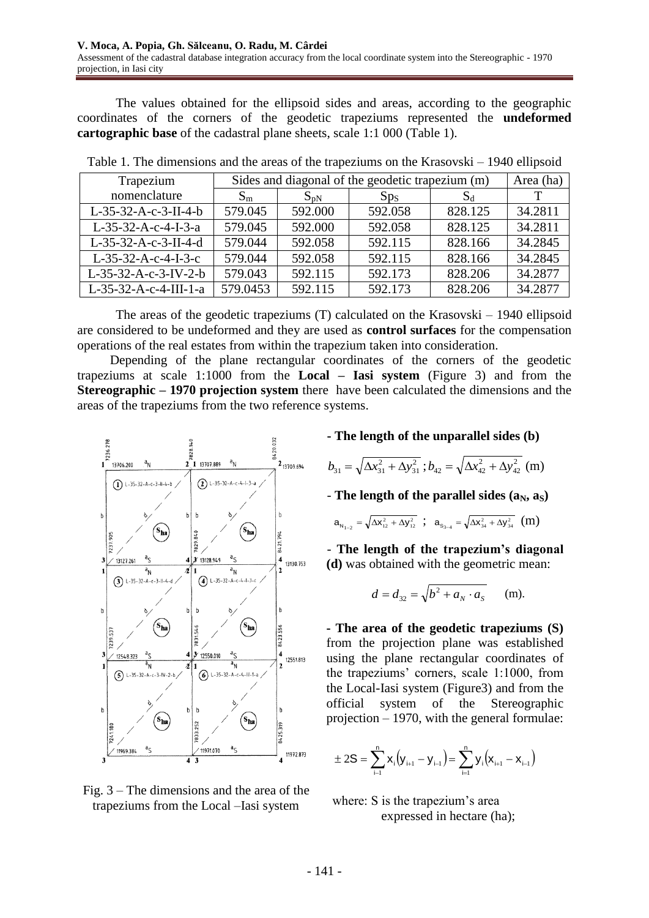The values obtained for the ellipsoid sides and areas, according to the geographic coordinates of the corners of the geodetic trapeziums represented the **undeformed cartographic base** of the cadastral plane sheets, scale 1:1 000 (Table 1).

Table 1. The dimensions and the areas of the trapeziums on the Krasovski – 1940 ellipsoid

| Trapezium nomenclature | Sides and diagonal of the geodetic trapezium (m) | | | | Area (ha) |
|---|---|---|---|---|---|
| | $S_m$ | $S_{pN}$ | $Sp_S$ | $S_d$ | T |
| L-35-32-A-c-3-II-4-b | 579.045 | 592.000 | 592.058 | 828.125 | 34.2811 |
| L-35-32-A-c-4-I-3-a | 579.045 | 592.000 | 592.058 | 828.125 | 34.2811 |
| L-35-32-A-c-3-II-4-d | 579.044 | 592.058 | 592.115 | 828.166 | 34.2845 |
| L-35-32-A-c-4-I-3-c | 579.044 | 592.058 | 592.115 | 828.166 | 34.2845 |
| L-35-32-A-c-3-IV-2-b | 579.043 | 592.115 | 592.173 | 828.206 | 34.2877 |
| L-35-32-A-c-4-III-1-a | 579.0453 | 592.115 | 592.173 | 828.206 | 34.2877 |

The areas of the geodetic trapeziums (T) calculated on the Krasovski – 1940 ellipsoid are considered to be undeformed and they are used as **control surfaces** for the compensation operations of the real estates from within the trapezium taken into consideration.

Depending of the plane rectangular coordinates of the corners of the geodetic trapeziums at scale 1:1000 from the **Local – Iasi system** (Figure 3) and from the **Stereographic – 1970 projection system** there have been calculated the dimensions and the areas of the trapeziums from the two reference systems.

Fig. 3 – The dimensions and the area of the trapeziums from the Local –Iasi system

**- The length of the unparallel sides (b)**

$$b_{31} = \sqrt{\Delta x_{31}^2 + \Delta y_{31}^2}\,; b_{42} = \sqrt{\Delta x_{42}^2 + \Delta y_{42}^2} \text{ (m)}$$

**- The length of the parallel sides ($a_N$, $a_S$)**

$$a_{N_{1-2}} = \sqrt{\Delta x_{12}^2 + \Delta y_{12}^2}\ ;\ a_{S_{3-4}} = \sqrt{\Delta x_{34}^2 + \Delta y_{34}^2} \text{ (m)}$$

**- The length of the trapezium's diagonal (d)** was obtained with the geometric mean:

$$d = d_{32} = \sqrt{b^2 + a_N \cdot a_S} \qquad \text{(m).}$$

**- The area of the geodetic trapeziums (S)** from the projection plane was established using the plane rectangular coordinates of the trapeziums' corners, scale 1:1000, from the Local-Iasi system (Figure3) and from the official system of the Stereographic projection – 1970, with the general formulae:

$$\pm 2S = \sum_{i-1}^{n} x_i\left(y_{i+1} - y_{i-1}\right) = \sum_{i=1}^{n} y_i\left(x_{i+1} - x_{i-1}\right)$$

where: S is the trapezium's area expressed in hectare (ha);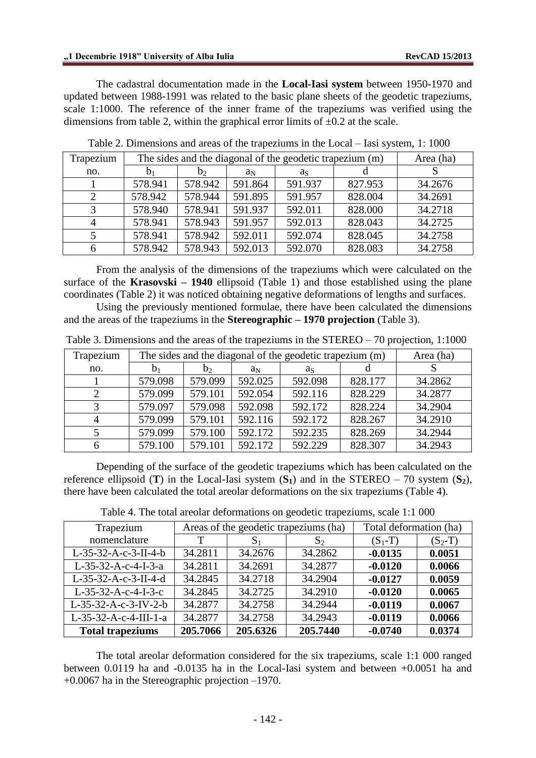The cadastral documentation made in the **Local-Iasi system** between 1950-1970 and updated between 1988-1991 was related to the basic plane sheets of the geodetic trapeziums, scale 1:1000. The reference of the inner frame of the trapeziums was verified using the dimensions from table 2, within the graphical error limits of ±0.2 at the scale.

Table 2. Dimensions and areas of the trapeziums in the Local – Iasi system, 1: 1000

| Trapezium | The sides and the diagonal of the geodetic trapezium (m) | | | | | Area (ha) |
|---|---|---|---|---|---|---|
| no. | $b_1$ | $b_2$ | $a_N$ | $a_S$ | d | S |
| 1 | 578.941 | 578.942 | 591.864 | 591.937 | 827.953 | 34.2676 |
| 2 | 578.942 | 578.944 | 591.895 | 591.957 | 828.004 | 34.2691 |
| 3 | 578.940 | 578.941 | 591.937 | 592.011 | 828.000 | 34.2718 |
| 4 | 578.941 | 578.943 | 591.957 | 592.013 | 828.043 | 34.2725 |
| 5 | 578.941 | 578.942 | 592.011 | 592.074 | 828.045 | 34.2758 |
| 6 | 578.942 | 578.943 | 592.013 | 592.070 | 828.083 | 34.2758 |

From the analysis of the dimensions of the trapeziums which were calculated on the surface of the **Krasovski – 1940** ellipsoid (Table 1) and those established using the plane coordinates (Table 2) it was noticed obtaining negative deformations of lengths and surfaces.

Using the previously mentioned formulae, there have been calculated the dimensions and the areas of the trapeziums in the **Stereographic – 1970 projection** (Table 3).

Table 3. Dimensions and the areas of the trapeziums in the STEREO – 70 projection, 1:1000

| Trapezium | The sides and the diagonal of the geodetic trapezium (m) | | | | | Area (ha) |
|---|---|---|---|---|---|---|
| no. | $b_1$ | $b_2$ | $a_N$ | $a_S$ | d | S |
| 1 | 579.098 | 579.099 | 592.025 | 592.098 | 828.177 | 34.2862 |
| 2 | 579.099 | 579.101 | 592.054 | 592.116 | 828.229 | 34.2877 |
| 3 | 579.097 | 579.098 | 592.098 | 592.172 | 828.224 | 34.2904 |
| 4 | 579.099 | 579.101 | 592.116 | 592.172 | 828.267 | 34.2910 |
| 5 | 579.099 | 579.100 | 592.172 | 592.235 | 828.269 | 34.2944 |
| 6 | 579.100 | 579.101 | 592.172 | 592.229 | 828.307 | 34.2943 |

Depending of the surface of the geodetic trapeziums which has been calculated on the reference ellipsoid (**T**) in the Local-Iasi system (**$S_1$**) and in the STEREO – 70 system (**$S_2$**), there have been calculated the total areolar deformations on the six trapeziums (Table 4).

Table 4. The total areolar deformations on geodetic trapeziums, scale 1:1 000

| Trapezium | Areas of the geodetic trapeziums (ha) | | | Total deformation (ha) | |
|---|---|---|---|---|---|
| nomenclature | T | $S_1$ | $S_2$ | $(S_1$-T) | $(S_2$-T) |
| L-35-32-A-c-3-II-4-b | 34.2811 | 34.2676 | 34.2862 | **-0.0135** | **0.0051** |
| L-35-32-A-c-4-I-3-a | 34.2811 | 34.2691 | 34.2877 | **-0.0120** | **0.0066** |
| L-35-32-A-c-3-II-4-d | 34.2845 | 34.2718 | 34.2904 | **-0.0127** | **0.0059** |
| L-35-32-A-c-4-I-3-c | 34.2845 | 34.2725 | 34.2910 | **-0.0120** | **0.0065** |
| L-35-32-A-c-3-IV-2-b | 34.2877 | 34.2758 | 34.2944 | **-0.0119** | **0.0067** |
| L-35-32-A-c-4-III-1-a | 34.2877 | 34.2758 | 34.2943 | **-0.0119** | **0.0066** |
| **Total trapeziums** | **205.7066** | **205.6326** | **205.7440** | **-0.0740** | **0.0374** |

The total areolar deformation considered for the six trapeziums, scale 1:1 000 ranged between 0.0119 ha and -0.0135 ha in the Local-Iasi system and between +0.0051 ha and +0.0067 ha in the Stereographic projection –1970.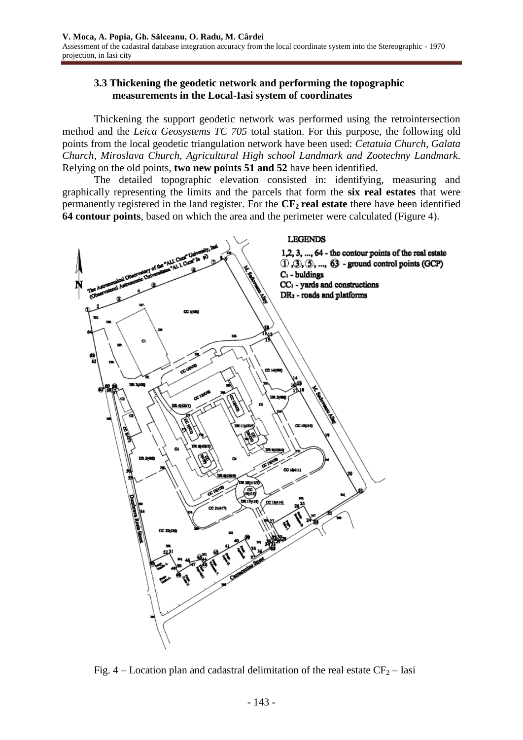### 3.3 Thickening the geodetic network and performing the topographic measurements in the Local-Iasi system of coordinates

Thickening the support geodetic network was performed using the retrointersection method and the *Leica Geosystems TC 705* total station. For this purpose, the following old points from the local geodetic triangulation network have been used: *Cetatuia Church, Galata Church, Miroslava Church, Agricultural High school Landmark and Zootechny Landmark*. Relying on the old points, **two new points 51 and 52** have been identified.

The detailed topographic elevation consisted in: identifying, measuring and graphically representing the limits and the parcels that form the **six real estates** that were permanently registered in the land register. For the **$CF_2$ real estate** there have been identified **64 contour points**, based on which the area and the perimeter were calculated (Figure 4).

Fig. 4 – Location plan and cadastral delimitation of the real estate $CF_2$ – Iasi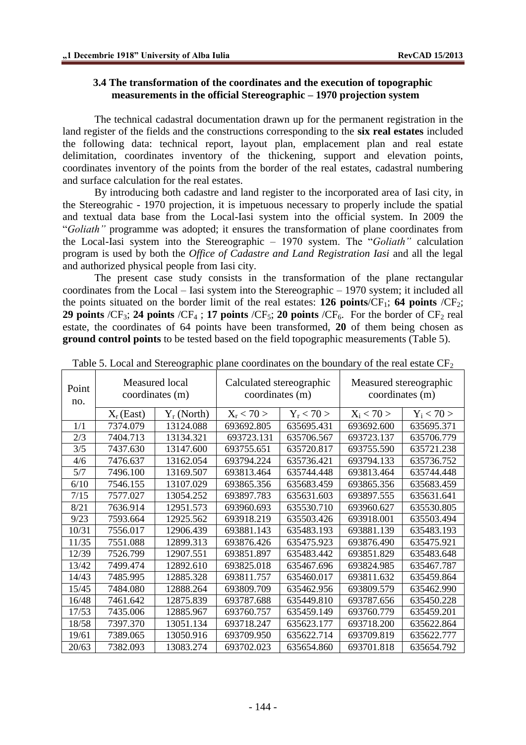### 3.4 The transformation of the coordinates and the execution of topographic measurements in the official Stereographic – 1970 projection system

The technical cadastral documentation drawn up for the permanent registration in the land register of the fields and the constructions corresponding to the **six real estates** included the following data: technical report, layout plan, emplacement plan and real estate delimitation, coordinates inventory of the thickening, support and elevation points, coordinates inventory of the points from the border of the real estates, cadastral numbering and surface calculation for the real estates.

By introducing both cadastre and land register to the incorporated area of Iasi city, in the Stereograhic - 1970 projection, it is impetuous necessary to properly include the spatial and textual data base from the Local-Iasi system into the official system. In 2009 the "*Goliath"* programme was adopted; it ensures the transformation of plane coordinates from the Local-Iasi system into the Stereographic – 1970 system. The "*Goliath"* calculation program is used by both the *Office of Cadastre and Land Registration Iasi* and all the legal and authorized physical people from Iasi city.

The present case study consists in the transformation of the plane rectangular coordinates from the Local – Iasi system into the Stereographic – 1970 system; it included all the points situated on the border limit of the real estates: **126 points**/$CF_1$; **64 points** /$CF_2$; **29 points** /$CF_3$; **24 points** /$CF_4$ ; **17 points** /$CF_5$; **20 points** /$CF_6$. For the border of $CF_2$ real estate, the coordinates of 64 points have been transformed, **20** of them being chosen as **ground control points** to be tested based on the field topographic measurements (Table 5).

Table 5. Local and Stereographic plane coordinates on the boundary of the real estate $CF_2$

| Point no. | Measured local coordinates (m) | | Calculated stereographic coordinates (m) | | Measured stereographic coordinates (m) | |
|---|---|---|---|---|---|---|
| | $X_r$ (East) | $Y_r$ (North) | $X_r < 70 >$ | $Y_r < 70 >$ | $X_i < 70 >$ | $Y_i < 70 >$ |
| 1/1 | 7374.079 | 13124.088 | 693692.805 | 635695.431 | 693692.600 | 635695.371 |
| 2/3 | 7404.713 | 13134.321 | 693723.131 | 635706.567 | 693723.137 | 635706.779 |
| 3/5 | 7437.630 | 13147.600 | 693755.651 | 635720.817 | 693755.590 | 635721.238 |
| 4/6 | 7476.637 | 13162.054 | 693794.224 | 635736.421 | 693794.133 | 635736.752 |
| 5/7 | 7496.100 | 13169.507 | 693813.464 | 635744.448 | 693813.464 | 635744.448 |
| 6/10 | 7546.155 | 13107.029 | 693865.356 | 635683.459 | 693865.356 | 635683.459 |
| 7/15 | 7577.027 | 13054.252 | 693897.783 | 635631.603 | 693897.555 | 635631.641 |
| 8/21 | 7636.914 | 12951.573 | 693960.693 | 635530.710 | 693960.627 | 635530.805 |
| 9/23 | 7593.664 | 12925.562 | 693918.219 | 635503.426 | 693918.001 | 635503.494 |
| 10/31 | 7556.017 | 12906.439 | 693881.143 | 635483.193 | 693881.139 | 635483.193 |
| 11/35 | 7551.088 | 12899.313 | 693876.426 | 635475.923 | 693876.490 | 635475.921 |
| 12/39 | 7526.799 | 12907.551 | 693851.897 | 635483.442 | 693851.829 | 635483.648 |
| 13/42 | 7499.474 | 12892.610 | 693825.018 | 635467.696 | 693824.985 | 635467.787 |
| 14/43 | 7485.995 | 12885.328 | 693811.757 | 635460.017 | 693811.632 | 635459.864 |
| 15/45 | 7484.080 | 12888.264 | 693809.709 | 635462.956 | 693809.579 | 635462.990 |
| 16/48 | 7461.642 | 12875.839 | 693787.688 | 635449.810 | 693787.656 | 635450.228 |
| 17/53 | 7435.006 | 12885.967 | 693760.757 | 635459.149 | 693760.779 | 635459.201 |
| 18/58 | 7397.370 | 13051.134 | 693718.247 | 635623.177 | 693718.200 | 635622.864 |
| 19/61 | 7389.065 | 13050.916 | 693709.950 | 635622.714 | 693709.819 | 635622.777 |
| 20/63 | 7382.093 | 13083.274 | 693702.023 | 635654.860 | 693701.818 | 635654.792 |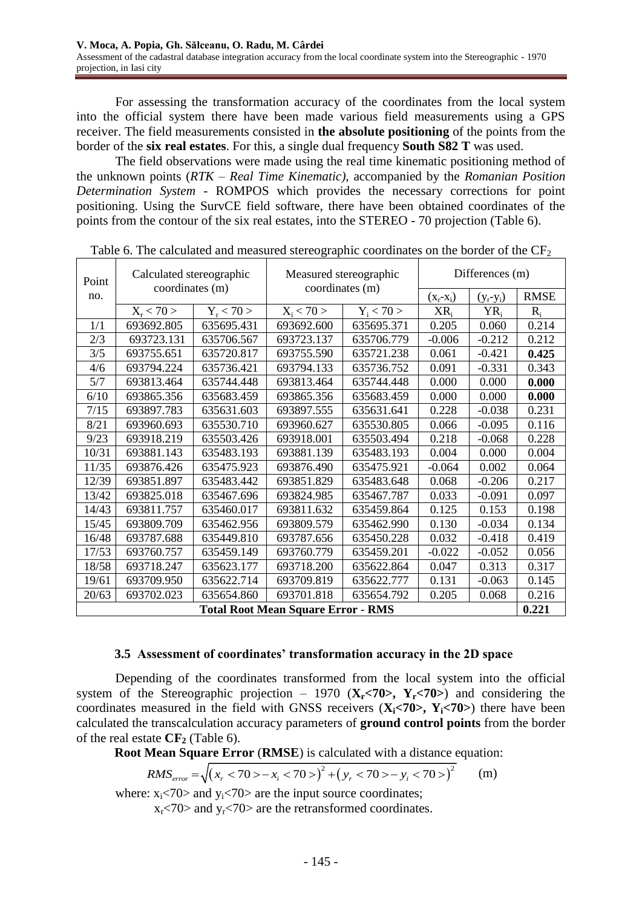For assessing the transformation accuracy of the coordinates from the local system into the official system there have been made various field measurements using a GPS receiver. The field measurements consisted in **the absolute positioning** of the points from the border of the **six real estates**. For this, a single dual frequency **South S82 T** was used.

The field observations were made using the real time kinematic positioning method of the unknown points (*RTK – Real Time Kinematic)*, accompanied by the *Romanian Position Determination System* - ROMPOS which provides the necessary corrections for point positioning. Using the SurvCE field software, there have been obtained coordinates of the points from the contour of the six real estates, into the STEREO - 70 projection (Table 6).

Table 6. The calculated and measured stereographic coordinates on the border of the $CF_2$

| Point no. | Calculated stereographic coordinates (m) | | Measured stereographic coordinates (m) | | Differences (m) | | |
|---|---|---|---|---|---|---|---|
| | | | | | $(x_r-x_i)$ | $(y_r-y_i)$ | RMSE |
| | $X_r < 70 >$ | $Y_r < 70 >$ | $X_i < 70 >$ | $Y_i < 70 >$ | $XR_i$ | $YR_i$ | $R_i$ |
| 1/1 | 693692.805 | 635695.431 | 693692.600 | 635695.371 | 0.205 | 0.060 | 0.214 |
| 2/3 | 693723.131 | 635706.567 | 693723.137 | 635706.779 | -0.006 | -0.212 | 0.212 |
| 3/5 | 693755.651 | 635720.817 | 693755.590 | 635721.238 | 0.061 | -0.421 | **0.425** |
| 4/6 | 693794.224 | 635736.421 | 693794.133 | 635736.752 | 0.091 | -0.331 | 0.343 |
| 5/7 | 693813.464 | 635744.448 | 693813.464 | 635744.448 | 0.000 | 0.000 | **0.000** |
| 6/10 | 693865.356 | 635683.459 | 693865.356 | 635683.459 | 0.000 | 0.000 | **0.000** |
| 7/15 | 693897.783 | 635631.603 | 693897.555 | 635631.641 | 0.228 | -0.038 | 0.231 |
| 8/21 | 693960.693 | 635530.710 | 693960.627 | 635530.805 | 0.066 | -0.095 | 0.116 |
| 9/23 | 693918.219 | 635503.426 | 693918.001 | 635503.494 | 0.218 | -0.068 | 0.228 |
| 10/31 | 693881.143 | 635483.193 | 693881.139 | 635483.193 | 0.004 | 0.000 | 0.004 |
| 11/35 | 693876.426 | 635475.923 | 693876.490 | 635475.921 | -0.064 | 0.002 | 0.064 |
| 12/39 | 693851.897 | 635483.442 | 693851.829 | 635483.648 | 0.068 | -0.206 | 0.217 |
| 13/42 | 693825.018 | 635467.696 | 693824.985 | 635467.787 | 0.033 | -0.091 | 0.097 |
| 14/43 | 693811.757 | 635460.017 | 693811.632 | 635459.864 | 0.125 | 0.153 | 0.198 |
| 15/45 | 693809.709 | 635462.956 | 693809.579 | 635462.990 | 0.130 | -0.034 | 0.134 |
| 16/48 | 693787.688 | 635449.810 | 693787.656 | 635450.228 | 0.032 | -0.418 | 0.419 |
| 17/53 | 693760.757 | 635459.149 | 693760.779 | 635459.201 | -0.022 | -0.052 | 0.056 |
| 18/58 | 693718.247 | 635623.177 | 693718.200 | 635622.864 | 0.047 | 0.313 | 0.317 |
| 19/61 | 693709.950 | 635622.714 | 693709.819 | 635622.777 | 0.131 | -0.063 | 0.145 |
| 20/63 | 693702.023 | 635654.860 | 693701.818 | 635654.792 | 0.205 | 0.068 | 0.216 |
| **Total Root Mean Square Error - RMS** | | | | | | | **0.221** |

### 3.5 Assessment of coordinates' transformation accuracy in the 2D space

Depending of the coordinates transformed from the local system into the official system of the Stereographic projection – 1970 (**$X_r$<70>, $Y_r$<70>**) and considering the coordinates measured in the field with GNSS receivers (**$X_i$<70>, $Y_i$<70>**) there have been calculated the transcalculation accuracy parameters of **ground control points** from the border of the real estate **$CF_2$** (Table 6).

**Root Mean Square Error** (**RMSE**) is calculated with a distance equation:

$$RMS_{error} = \sqrt{\left(x_r < 70 > - x_i < 70 >\right)^2 + \left(y_r < 70 > - y_i < 70 >\right)^2} \qquad \text{(m)}$$

where: $x_i$<70> and $y_i$<70> are the input source coordinates;

$x_r$<70> and $y_r$<70> are the retransformed coordinates.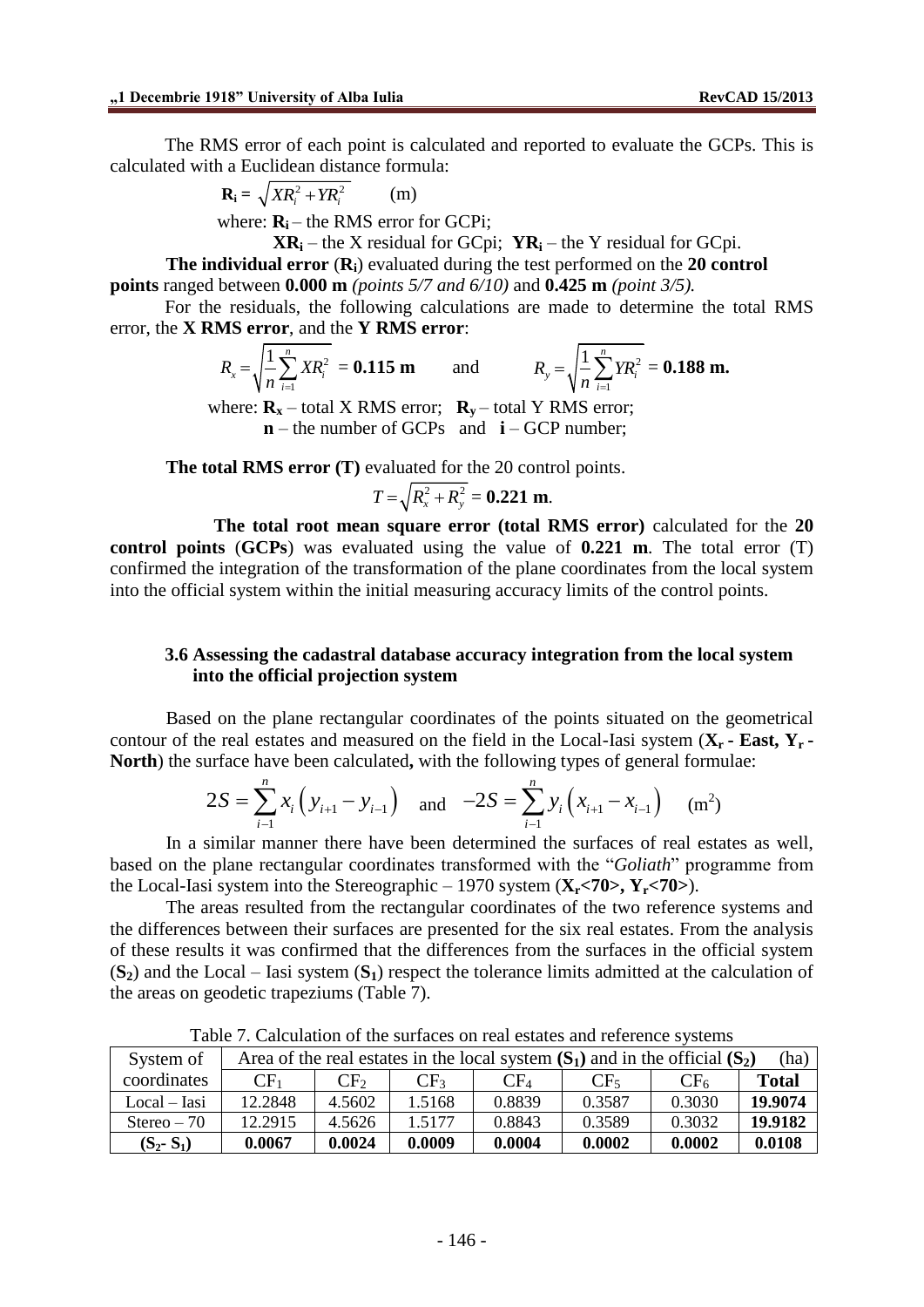The RMS error of each point is calculated and reported to evaluate the GCPs. This is calculated with a Euclidean distance formula:

$$\mathbf{R_i} = \sqrt{XR_i^2 + YR_i^2} \qquad \text{(m)}$$

where: $\mathbf{R_i}$ – the RMS error for GCPi;

$\mathbf{XR_i}$ – the X residual for GCpi; $\mathbf{YR_i}$ – the Y residual for GCpi.

**The individual error** ($\mathbf{R_i}$) evaluated during the test performed on the **20 control points** ranged between **0.000 m** *(points 5/7 and 6/10)* and **0.425 m** *(point 3/5).*

For the residuals, the following calculations are made to determine the total RMS error, the **X RMS error**, and the **Y RMS error**:

$$R_x = \sqrt{\frac{1}{n}\sum_{i=1}^{n} XR_i^2} = \mathbf{0.115\ m} \qquad \text{and} \qquad R_y = \sqrt{\frac{1}{n}\sum_{i=1}^{n} YR_i^2} = \mathbf{0.188\ m.}$$

where: $\mathbf{R_x}$ – total X RMS error; $\mathbf{R_y}$ – total Y RMS error;

$\mathbf{n}$ – the number of GCPs and $\mathbf{i}$ – GCP number;

**The total RMS error (T)** evaluated for the 20 control points.

$$T = \sqrt{R_x^2 + R_y^2} = \mathbf{0.221\ m}.$$

**The total root mean square error (total RMS error)** calculated for the **20 control points** (**GCPs**) was evaluated using the value of **0.221 m**. The total error (T) confirmed the integration of the transformation of the plane coordinates from the local system into the official system within the initial measuring accuracy limits of the control points.

### 3.6 Assessing the cadastral database accuracy integration from the local system into the official projection system

Based on the plane rectangular coordinates of the points situated on the geometrical contour of the real estates and measured on the field in the Local-Iasi system ($\mathbf{X_r}$ **- East,** $\mathbf{Y_r}$ **- North**) the surface have been calculated**,** with the following types of general formulae:

$$2S = \sum_{i-1}^{n} x_i \left( y_{i+1} - y_{i-1} \right) \quad \text{and} \quad -2S = \sum_{i-1}^{n} y_i \left( x_{i+1} - x_{i-1} \right) \qquad (\text{m}^2)$$

In a similar manner there have been determined the surfaces of real estates as well, based on the plane rectangular coordinates transformed with the "*Goliath*" programme from the Local-Iasi system into the Stereographic – 1970 system ($\mathbf{X_r}$**<70>,** $\mathbf{Y_r}$**<70>**).

The areas resulted from the rectangular coordinates of the two reference systems and the differences between their surfaces are presented for the six real estates. From the analysis of these results it was confirmed that the differences from the surfaces in the official system ($\mathbf{S_2}$) and the Local – Iasi system ($\mathbf{S_1}$) respect the tolerance limits admitted at the calculation of the areas on geodetic trapeziums (Table 7).

Table 7. Calculation of the surfaces on real estates and reference systems

| System of coordinates | Area of the real estates in the local system ($\mathbf{S_1}$) and in the official ($\mathbf{S_2}$) (ha) | | | | | | |
|---|---|---|---|---|---|---|---|
| | $CF_1$ | $CF_2$ | $CF_3$ | $CF_4$ | $CF_5$ | $CF_6$ | **Total** |
| Local – Iasi | 12.2848 | 4.5602 | 1.5168 | 0.8839 | 0.3587 | 0.3030 | **19.9074** |
| Stereo – 70 | 12.2915 | 4.5626 | 1.5177 | 0.8843 | 0.3589 | 0.3032 | **19.9182** |
| **($\mathbf{S_2}$- $\mathbf{S_1}$)** | **0.0067** | **0.0024** | **0.0009** | **0.0004** | **0.0002** | **0.0002** | **0.0108** |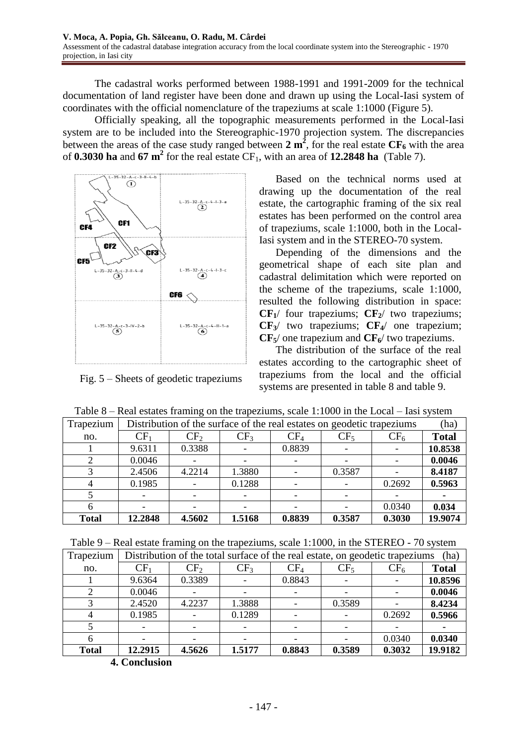The cadastral works performed between 1988-1991 and 1991-2009 for the technical documentation of land register have been done and drawn up using the Local-Iasi system of coordinates with the official nomenclature of the trapeziums at scale 1:1000 (Figure 5).

Officially speaking, all the topographic measurements performed in the Local-Iasi system are to be included into the Stereographic-1970 projection system. The discrepancies between the areas of the case study ranged between **2 m$^2$**, for the real estate **CF$_6$** with the area of **0.3030 ha** and **67 m$^2$** for the real estate CF$_1$, with an area of **12.2848 ha** (Table 7).

Fig. 5 – Sheets of geodetic trapeziums

Based on the technical norms used at drawing up the documentation of the real estate, the cartographic framing of the six real estates has been performed on the control area of trapeziums, scale 1:1000, both in the Local-Iasi system and in the STEREO-70 system.

Depending of the dimensions and the geometrical shape of each site plan and cadastral delimitation which were reported on the scheme of the trapeziums, scale 1:1000, resulted the following distribution in space: **CF$_1$**/ four trapeziums; **CF$_2$**/ two trapeziums; **CF$_3$**/ two trapeziums; **CF$_4$**/ one trapezium; **CF$_5$**/ one trapezium and **CF$_6$**/ two trapeziums.

The distribution of the surface of the real estates according to the cartographic sheet of trapeziums from the local and the official systems are presented in table 8 and table 9.

Table 8 – Real estates framing on the trapeziums, scale 1:1000 in the Local – Iasi system

| Trapezium | Distribution of the surface of the real estates on geodetic trapeziums (ha) | | | | | | |
|---|---|---|---|---|---|---|---|
| no. | CF$_1$ | CF$_2$ | CF$_3$ | CF$_4$ | CF$_5$ | CF$_6$ | **Total** |
| 1 | 9.6311 | 0.3388 | - | 0.8839 | - | - | **10.8538** |
| 2 | 0.0046 | - | - | - | - | - | **0.0046** |
| 3 | 2.4506 | 4.2214 | 1.3880 | - | 0.3587 | - | **8.4187** |
| 4 | 0.1985 | - | 0.1288 | - | - | 0.2692 | **0.5963** |
| 5 | - | - | - | - | - | - | **-** |
| 6 | - | - | - | - | - | 0.0340 | **0.034** |
| **Total** | **12.2848** | **4.5602** | **1.5168** | **0.8839** | **0.3587** | **0.3030** | **19.9074** |

Table 9 – Real estate framing on the trapeziums, scale 1:1000, in the STEREO - 70 system

| Trapezium | Distribution of the total surface of the real estate, on geodetic trapeziums (ha) | | | | | | |
|---|---|---|---|---|---|---|---|
| no. | CF$_1$ | CF$_2$ | CF$_3$ | CF$_4$ | CF$_5$ | CF$_6$ | **Total** |
| 1 | 9.6364 | 0.3389 | - | 0.8843 | - | - | **10.8596** |
| 2 | 0.0046 | - | - | - | - | - | **0.0046** |
| 3 | 2.4520 | 4.2237 | 1.3888 | - | 0.3589 | - | **8.4234** |
| 4 | 0.1985 | - | 0.1289 | - | - | 0.2692 | **0.5966** |
| 5 | - | - | - | - | - | - | **-** |
| 6 | - | - | - | - | - | 0.0340 | **0.0340** |
| **Total** | **12.2915** | **4.5626** | **1.5177** | **0.8843** | **0.3589** | **0.3032** | **19.9182** |

## 4. Conclusion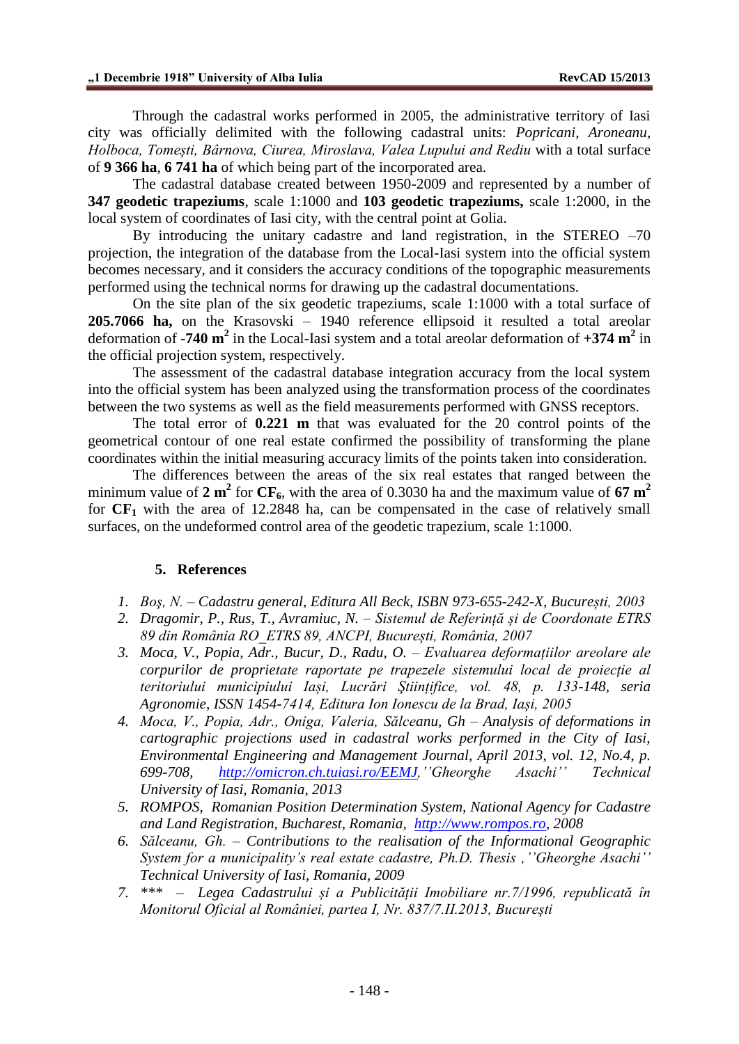Through the cadastral works performed in 2005, the administrative territory of Iasi city was officially delimited with the following cadastral units: *Popricani, Aroneanu, Holboca, Tomești, Bârnova, Ciurea, Miroslava, Valea Lupului and Rediu* with a total surface of **9 366 ha**, **6 741 ha** of which being part of the incorporated area.

The cadastral database created between 1950-2009 and represented by a number of **347 geodetic trapeziums**, scale 1:1000 and **103 geodetic trapeziums,** scale 1:2000, in the local system of coordinates of Iasi city, with the central point at Golia.

By introducing the unitary cadastre and land registration, in the STEREO –70 projection, the integration of the database from the Local-Iasi system into the official system becomes necessary, and it considers the accuracy conditions of the topographic measurements performed using the technical norms for drawing up the cadastral documentations.

On the site plan of the six geodetic trapeziums, scale 1:1000 with a total surface of **205.7066 ha,** on the Krasovski – 1940 reference ellipsoid it resulted a total areolar deformation of **-740 m$^2$** in the Local-Iasi system and a total areolar deformation of **+374 m$^2$** in the official projection system, respectively.

The assessment of the cadastral database integration accuracy from the local system into the official system has been analyzed using the transformation process of the coordinates between the two systems as well as the field measurements performed with GNSS receptors.

The total error of **0.221 m** that was evaluated for the 20 control points of the geometrical contour of one real estate confirmed the possibility of transforming the plane coordinates within the initial measuring accuracy limits of the points taken into consideration.

The differences between the areas of the six real estates that ranged between the minimum value of **2 m$^2$** for **$CF_6$**, with the area of 0.3030 ha and the maximum value of **67 m$^2$** for **$CF_1$** with the area of 12.2848 ha, can be compensated in the case of relatively small surfaces, on the undeformed control area of the geodetic trapezium, scale 1:1000.

## 5. References

1. *Boș, N. – Cadastru general, Editura All Beck, ISBN 973-655-242-X, București, 2003*
2. *Dragomir, P., Rus, T., Avramiuc, N. – Sistemul de Referință și de Coordonate ETRS 89 din România RO_ETRS 89, ANCPI, București, România, 2007*
3. *Moca, V., Popia, Adr., Bucur, D., Radu, O. – Evaluarea deformațiilor areolare ale corpurilor de proprietate raportate pe trapezele sistemului local de proiecție al teritoriului municipiului Iași, Lucrări Ştiințifice, vol. 48, p. 133-148, seria Agronomie, ISSN 1454-7414, Editura Ion Ionescu de la Brad, Iași, 2005*
4. *Moca, V., Popia, Adr., Oniga, Valeria, Sălceanu, Gh – Analysis of deformations in cartographic projections used in cadastral works performed in the City of Iasi, Environmental Engineering and Management Journal, April 2013, vol. 12, No.4, p. 699-708, http://omicron.ch.tuiasi.ro/EEMJ,''Gheorghe Asachi'' Technical University of Iasi, Romania, 2013*
5. *ROMPOS, Romanian Position Determination System, National Agency for Cadastre and Land Registration, Bucharest, Romania, http://www.rompos.ro, 2008*
6. *Sălceanu, Gh. – Contributions to the realisation of the Informational Geographic System for a municipality's real estate cadastre, Ph.D. Thesis ,''Gheorghe Asachi'' Technical University of Iasi, Romania, 2009*
7. *\*\*\* – Legea Cadastrului și a Publicității Imobiliare nr.7/1996, republicată în Monitorul Oficial al României, partea I, Nr. 837/7.II.2013, București*